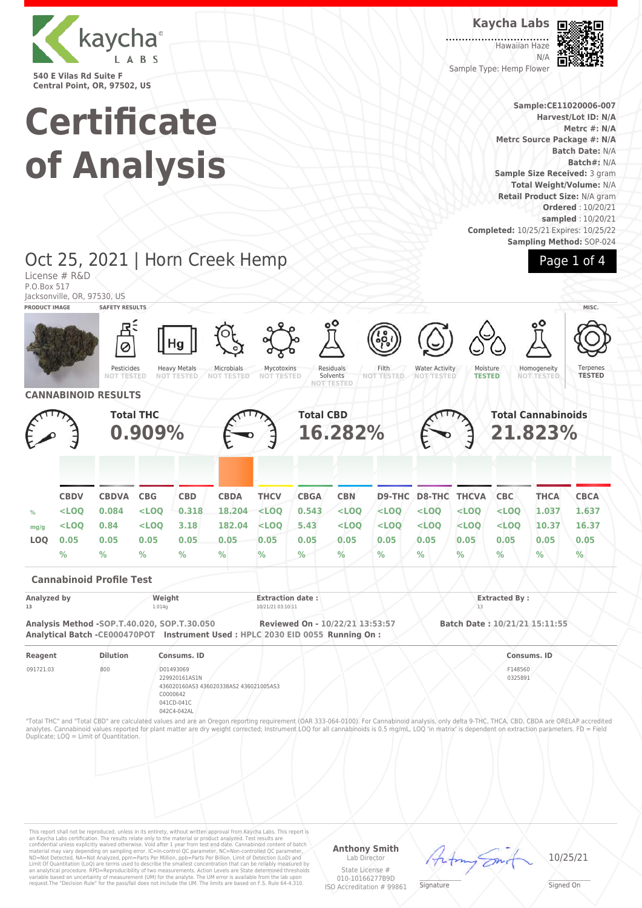kaycha LABS

540 E Vilas Rd Suite F
Central Point, OR, 97502, US

**Kaycha Labs**

Hawaiian Haze
N/A
Sample Type: Hemp Flower

# Certificate of Analysis

**Sample:CE11020006-007**
**Harvest/Lot ID: N/A**
**Metrc #: N/A**
**Metrc Source Package #: N/A**
**Batch Date:** N/A
**Batch#:** N/A
**Sample Size Received:** 3 gram
**Total Weight/Volume:** N/A
**Retail Product Size:** N/A gram
**Ordered** : 10/20/21
**sampled** : 10/20/21
**Completed:** 10/25/21 Expires: 10/25/22
**Sampling Method:** SOP-024

## Oct 25, 2021 | Horn Creek Hemp

License # R&D
P.O.Box 517
Jacksonville, OR, 97530, US

**PRODUCT IMAGE** | **SAFETY RESULTS** | **MISC.**

| Pesticides | Heavy Metals | Microbials | Mycotoxins | Residuals Solvents | Filth | Water Activity | Moisture | Homogeneity | Terpenes |
|---|---|---|---|---|---|---|---|---|---|
| NOT TESTED | NOT TESTED | NOT TESTED | NOT TESTED | NOT TESTED | NOT TESTED | NOT TESTED | TESTED | NOT TESTED | TESTED |

## CANNABINOID RESULTS

**Total THC** 0.909% | **Total CBD** 16.282% | **Total Cannabinoids** 21.823%

| | CBDV | CBDVA | CBG | CBD | CBDA | THCV | CBGA | CBN | D9-THC | D8-THC | THCVA | CBC | THCA | CBCA |
|---|---|---|---|---|---|---|---|---|---|---|---|---|---|---|
| % | <LOQ | 0.084 | <LOQ | 0.318 | 18.204 | <LOQ | 0.543 | <LOQ | <LOQ | <LOQ | <LOQ | <LOQ | 1.037 | 1.637 |
| mg/g | <LOQ | 0.84 | <LOQ | 3.18 | 182.04 | <LOQ | 5.43 | <LOQ | <LOQ | <LOQ | <LOQ | <LOQ | 10.37 | 16.37 |
| LOQ | 0.05 | 0.05 | 0.05 | 0.05 | 0.05 | 0.05 | 0.05 | 0.05 | 0.05 | 0.05 | 0.05 | 0.05 | 0.05 | 0.05 |
| | % | % | % | % | % | % | % | % | % | % | % | % | % | % |

### Cannabinoid Profile Test

| Analyzed by | Weight | Extraction date : | Extracted By : |
|---|---|---|---|
| 13 | 1.014g | 10/21/21 03:10:11 | 13 |

**Analysis Method -SOP.T.40.020, SOP.T.30.050** **Reviewed On - 10/22/21 13:53:57** **Batch Date : 10/21/21 15:11:55**
**Analytical Batch -CE000470POT** **Instrument Used : HPLC 2030 EID 0055** **Running On :**

| Reagent | Dilution | Consums. ID | Consums. ID |
|---|---|---|---|
| 091721.03 | 800 | D01493069<br>229920161AS1N<br>436020160AS3 436020338AS2 436021005AS3<br>C0000642<br>041CD-041C<br>042C4-042AL | F148560<br>0325891 |

"Total THC" and "Total CBD" are calculated values and are an Oregon reporting requirement (OAR 333-064-0100). For Cannabinoid analysis, only delta 9-THC, THCA, CBD, CBDA are ORELAP accredited analytes. Cannabinoid values reported for plant matter are dry weight corrected; Instrument LOQ for all cannabinoids is 0.5 mg/mL, LOQ 'in matrix' is dependent on extraction parameters. FD = Field Duplicate; LOQ = Limit of Quantitation.

This report shall not be reproduced, unless in its entirety, without written approval from Kaycha Labs. This report is an Kaycha Labs certification. The results relate only to the material or product analyzed. Test results are confidential unless explicitly waived otherwise. Void after 1 year from test end date. Cannabinoid content of batch material may vary depending on sampling error. IC=In-control QC parameter, NC=Non-controlled QC parameter, ND=Not Detected, NA=Not Analyzed, ppm=Parts Per Million, ppb=Parts Per Billion. Limit of Detection (LoD) and Limit Of Quantitation (LoQ) are terms used to describe the smallest concentration that can be reliably measured by an analytical procedure. RPD=Reproducibility of two measurements. Action Levels are State determined thresholds variable based on uncertainty of measurement (UM) for the analyte. The UM error is available from the lab upon request.The "Decision Rule" for the pass/fail does not include the UM. The limits are based on F.S. Rule 64-4.310.

**Anthony Smith**
Lab Director
State License #
010-10166277B9D
ISO Accreditation # 99861

Signature

10/25/21
Signed On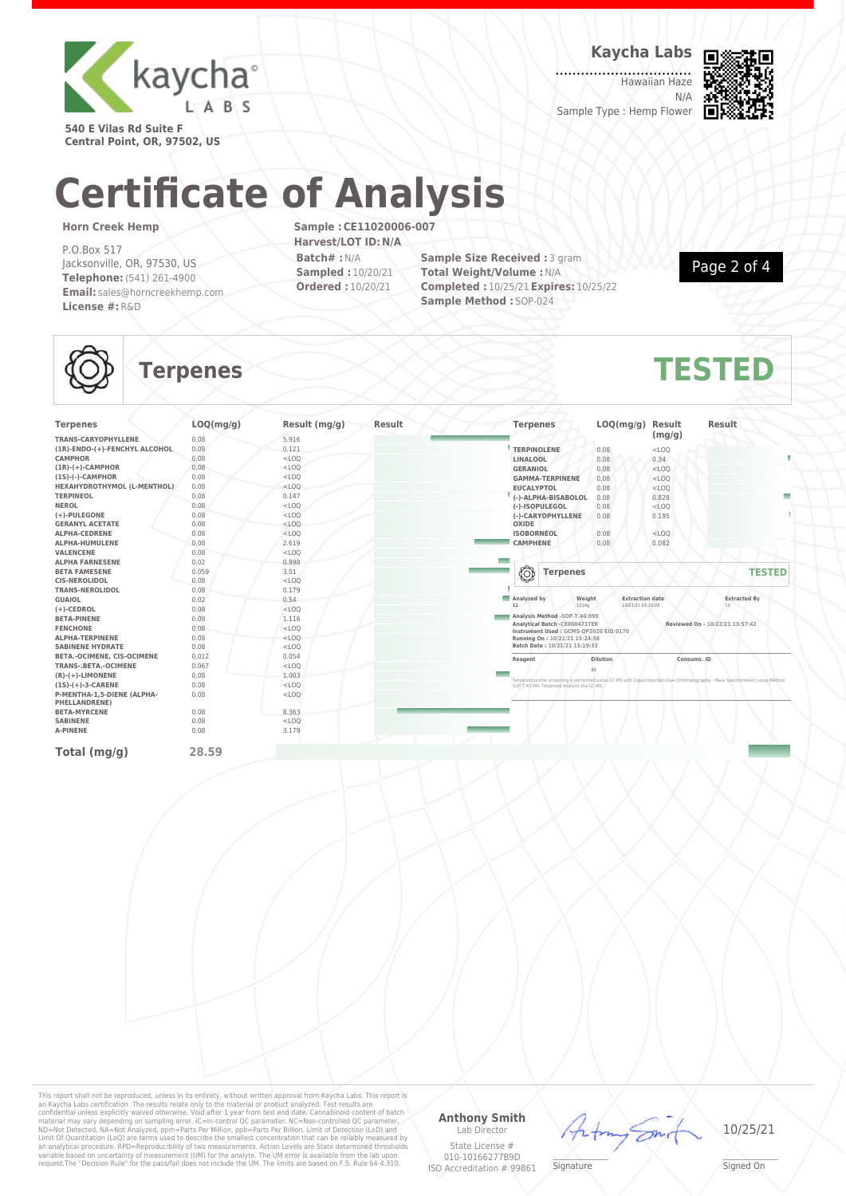Kaycha Labs

Hawaiian Haze
N/A
Sample Type : Hemp Flower

540 E Vilas Rd Suite F
Central Point, OR, 97502, US

# Certificate of Analysis

**Horn Creek Hemp**

P.O.Box 517
Jacksonville, OR, 97530, US
**Telephone:** (541) 261-4900
**Email:** sales@horncreekhemp.com
**License #:** R&D

**Sample : CE11020006-007**
**Harvest/LOT ID: N/A**
**Batch# :** N/A
**Sampled :** 10/20/21
**Ordered :** 10/20/21

**Sample Size Received :** 3 gram
**Total Weight/Volume :** N/A
**Completed :** 10/25/21 **Expires:** 10/25/22
**Sample Method :** SOP-024

## Terpenes — TESTED

| Terpenes | LOQ(mg/g) | Result (mg/g) |
|---|---|---|
| TRANS-CARYOPHYLLENE | 0.08 | 5.916 |
| (1R)-ENDO-(+)-FENCHYL ALCOHOL | 0.08 | 0.121 |
| CAMPHOR | 0.08 | <LOQ |
| (1R)-(+)-CAMPHOR | 0.08 | <LOQ |
| (1S)-(-)-CAMPHOR | 0.08 | <LOQ |
| HEXAHYDROTHYMOL (L-MENTHOL) | 0.08 | <LOQ |
| TERPINEOL | 0.08 | 0.147 |
| NEROL | 0.08 | <LOQ |
| (+)-PULEGONE | 0.08 | <LOQ |
| GERANYL ACETATE | 0.08 | <LOQ |
| ALPHA-CEDRENE | 0.08 | <LOQ |
| ALPHA-HUMULENE | 0.08 | 2.619 |
| VALENCENE | 0.08 | <LOQ |
| ALPHA FARNESENE | 0.02 | 0.898 |
| BETA FAMESENE | 0.059 | 3.01 |
| CIS-NEROLIDOL | 0.08 | <LOQ |
| TRANS-NEROLIDOL | 0.08 | 0.179 |
| GUAIOL | 0.02 | 0.54 |
| (+)-CEDROL | 0.08 | <LOQ |
| BETA-PINENE | 0.08 | 1.116 |
| FENCHONE | 0.08 | <LOQ |
| ALPHA-TERPINENE | 0.08 | <LOQ |
| SABINENE HYDRATE | 0.08 | <LOQ |
| BETA.-OCIMENE, CIS-OCIMENE | 0.012 | 0.054 |
| TRANS-.BETA.-OCIMENE | 0.067 | <LOQ |
| (R)-(+)-LIMONENE | 0.08 | 1.003 |
| (1S)-(+)-3-CARENE | 0.08 | <LOQ |
| P-MENTHA-1,5-DIENE (ALPHA-PHELLANDRENE) | 0.08 | <LOQ |
| BETA-MYRCENE | 0.08 | 8.363 |
| SABINENE | 0.08 | <LOQ |
| A-PINENE | 0.08 | 3.179 |
| TERPINOLENE | 0.08 | <LOQ |
| LINALOOL | 0.08 | 0.34 |
| GERANIOL | 0.08 | <LOQ |
| GAMMA-TERPINENE | 0.08 | <LOQ |
| EUCALYPTOL | 0.08 | <LOQ |
| (-)-ALPHA-BISABOLOL | 0.08 | 0.828 |
| (-)-ISOPULEGOL | 0.08 | <LOQ |
| (-)-CARYOPHYLLENE OXIDE | 0.08 | 0.195 |
| ISOBORNEOL | 0.08 | <LOQ |
| CAMPHENE | 0.08 | 0.082 |

**Total (mg/g)** 28.59

### Terpenes — TESTED

| Analyzed by | Weight | Extraction date | Extracted By |
|---|---|---|---|
| 12 | 1014g | 10/21/21 03:10:26 | 12 |

Analysis Method -SOP.T.40.090
Analytical Batch -CE000471TER
Instrument Used : GCMS-QP2020 EID:0170
Running On : 10/21/21 15:24:58
Batch Date : 10/21/21 15:19:33

Reviewed On - 10/22/21 13:57:42

| Reagent | Dilution | Consums. ID |
|---|---|---|
| | 80 | |

Terpenoid profile screening is performed using GC-MS with Liquid Injection (Gas Chromatography - Mass Spectrometer) using Method SOP.T.40.091 Terpenoid Analysis Via GC-MS.

This report shall not be reproduced, unless in its entirety, without written approval from Kaycha Labs. This report is an Kaycha Labs certification. The results relate only to the material or product analyzed. Test results are confidential unless explicitly waived otherwise. Void after 1 year from test end date. Cannabinoid content of batch material may vary depending on sampling error. IC=In-control QC parameter, NC=Non-controlled QC parameter, ND=Not Detected, NA=Not Analyzed, ppm=Parts Per Million, ppb=Parts Per Billion. Limit of Detection (LoD) and Limit Of Quantitation (LoQ) are terms used to describe the smallest concentration that can be reliably measured by an analytical procedure. RPD=Reproducibility of two measurements. Action Levels are State determined thresholds variable based on uncertainty of measurement (UM) for the analyte. The UM error is available from the lab upon request.The "Decision Rule" for the pass/fail does not include the UM. The limits are based on F.S. Rule 64-4.310.

**Anthony Smith**
Lab Director
State License #
010-10166277B9D
ISO Accreditation # 99861

Signature

10/25/21
Signed On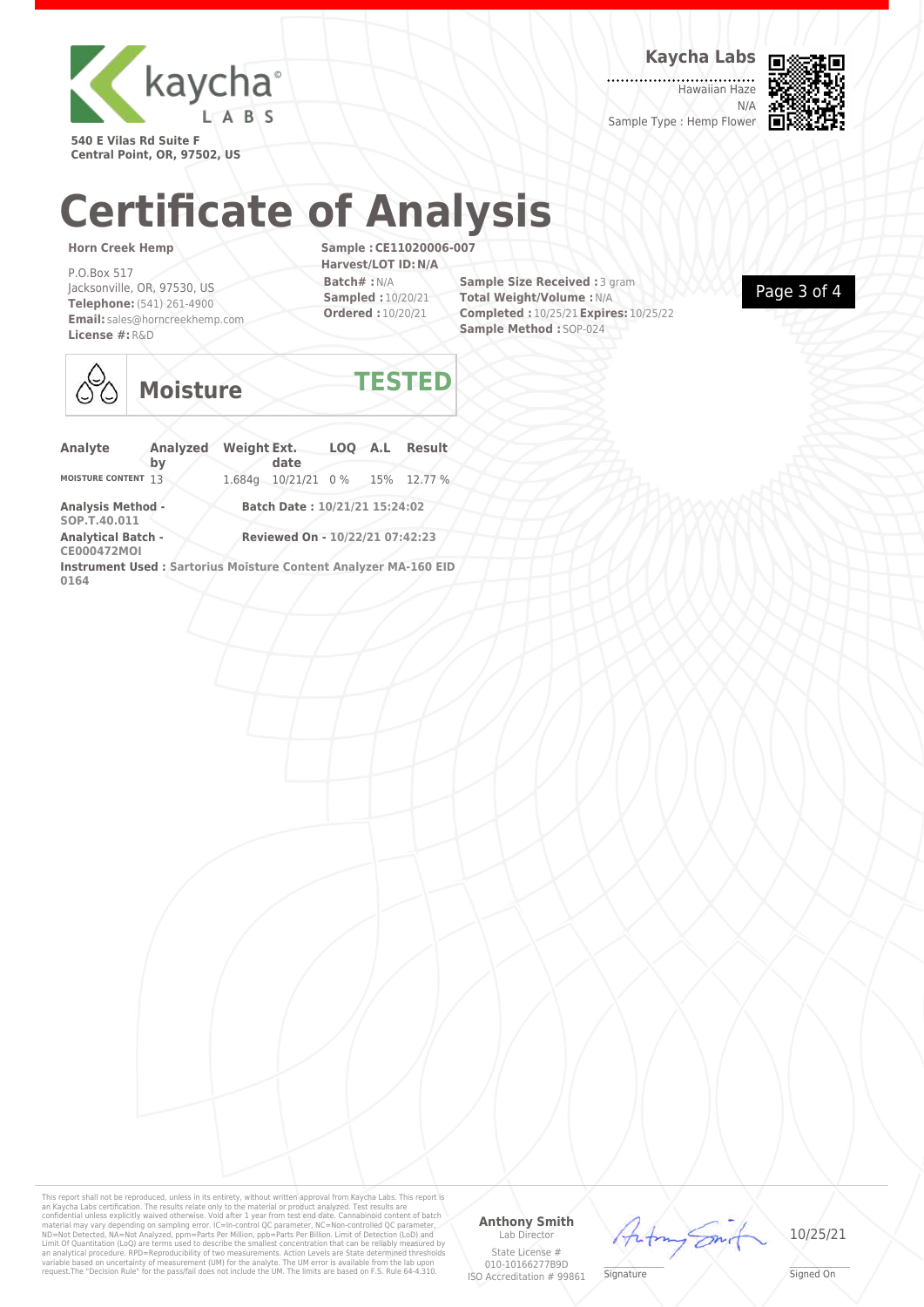540 E Vilas Rd Suite F
Central Point, OR, 97502, US

**Kaycha Labs**

Hawaiian Haze
N/A
Sample Type : Hemp Flower

# Certificate of Analysis

**Horn Creek Hemp**

P.O.Box 517
Jacksonville, OR, 97530, US
**Telephone:** (541) 261-4900
**Email:** sales@horncreekhemp.com
**License #:** R&D

**Sample : CE11020006-007**
**Harvest/LOT ID: N/A**
**Batch# :** N/A
**Sampled :** 10/20/21
**Ordered :** 10/20/21

**Sample Size Received :** 3 gram
**Total Weight/Volume :** N/A
**Completed :** 10/25/21 **Expires:** 10/25/22
**Sample Method :** SOP-024

## Moisture

**TESTED**

| Analyte | Analyzed by | Weight | Ext. date | LOQ | A.L | Result |
|---|---|---|---|---|---|---|
| MOISTURE CONTENT | 13 | 1.684g | 10/21/21 | 0 % | 15% | 12.77 % |

**Analysis Method - SOP.T.40.011**
**Batch Date : 10/21/21 15:24:02**
**Analytical Batch - CE000472MOI**
**Reviewed On - 10/22/21 07:42:23**
**Instrument Used : Sartorius Moisture Content Analyzer MA-160 EID 0164**

This report shall not be reproduced, unless in its entirety, without written approval from Kaycha Labs. This report is an Kaycha Labs certification. The results relate only to the material or product analyzed. Test results are confidential unless explicitly waived otherwise. Void after 1 year from test end date. Cannabinoid content of batch material may vary depending on sampling error. IC=In-control QC parameter, NC=Non-controlled QC parameter, ND=Not Detected, NA=Not Analyzed, ppm=Parts Per Million, ppb=Parts Per Billion. Limit of Detection (LoD) and Limit Of Quantitation (LoQ) are terms used to describe the smallest concentration that can be reliably measured by an analytical procedure. RPD=Reproducibility of two measurements. Action Levels are State determined thresholds variable based on uncertainty of measurement (UM) for the analyte. The UM error is available from the lab upon request.The "Decision Rule" for the pass/fail does not include the UM. The limits are based on F.S. Rule 64-4.310.

**Anthony Smith**
Lab Director
State License # 010-10166277B9D
ISO Accreditation # 99861

Signature

10/25/21
Signed On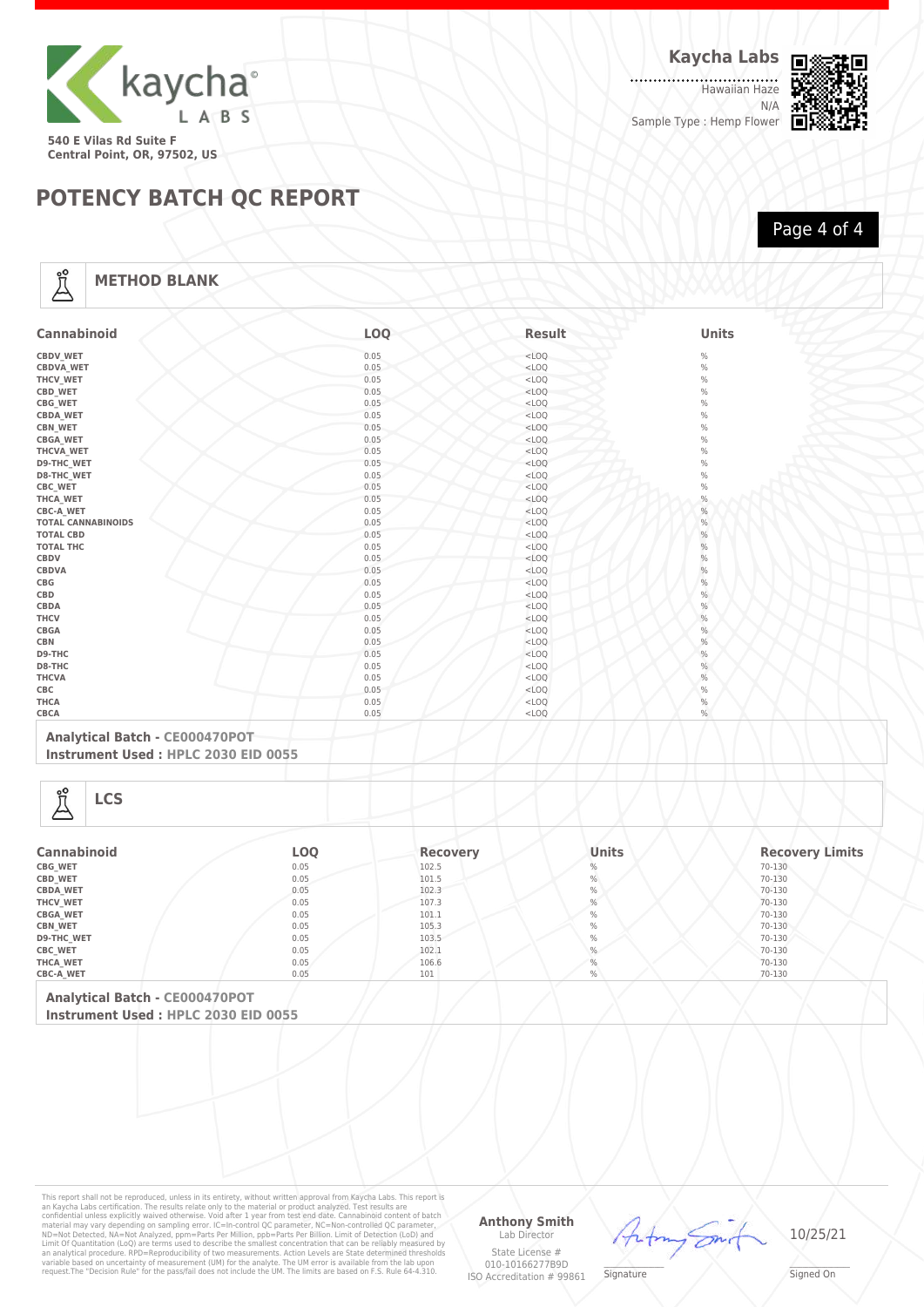Kaycha Labs

Hawaiian Haze
N/A
Sample Type : Hemp Flower

kaycha LABS

540 E Vilas Rd Suite F
Central Point, OR, 97502, US

# POTENCY BATCH QC REPORT

## METHOD BLANK

| Cannabinoid | LOQ | Result | Units |
|---|---|---|---|
| CBDV_WET | 0.05 | <LOQ | % |
| CBDVA_WET | 0.05 | <LOQ | % |
| THCV_WET | 0.05 | <LOQ | % |
| CBD_WET | 0.05 | <LOQ | % |
| CBG_WET | 0.05 | <LOQ | % |
| CBDA_WET | 0.05 | <LOQ | % |
| CBN_WET | 0.05 | <LOQ | % |
| CBGA_WET | 0.05 | <LOQ | % |
| THCVA_WET | 0.05 | <LOQ | % |
| D9-THC_WET | 0.05 | <LOQ | % |
| D8-THC_WET | 0.05 | <LOQ | % |
| CBC_WET | 0.05 | <LOQ | % |
| THCA_WET | 0.05 | <LOQ | % |
| CBC-A_WET | 0.05 | <LOQ | % |
| TOTAL CANNABINOIDS | 0.05 | <LOQ | % |
| TOTAL CBD | 0.05 | <LOQ | % |
| TOTAL THC | 0.05 | <LOQ | % |
| CBDV | 0.05 | <LOQ | % |
| CBDVA | 0.05 | <LOQ | % |
| CBG | 0.05 | <LOQ | % |
| CBD | 0.05 | <LOQ | % |
| CBDA | 0.05 | <LOQ | % |
| THCV | 0.05 | <LOQ | % |
| CBGA | 0.05 | <LOQ | % |
| CBN | 0.05 | <LOQ | % |
| D9-THC | 0.05 | <LOQ | % |
| D8-THC | 0.05 | <LOQ | % |
| THCVA | 0.05 | <LOQ | % |
| CBC | 0.05 | <LOQ | % |
| THCA | 0.05 | <LOQ | % |
| CBCA | 0.05 | <LOQ | % |

**Analytical Batch - CE000470POT**
**Instrument Used : HPLC 2030 EID 0055**

## LCS

| Cannabinoid | LOQ | Recovery | Units | Recovery Limits |
|---|---|---|---|---|
| CBG_WET | 0.05 | 102.5 | % | 70-130 |
| CBD_WET | 0.05 | 101.5 | % | 70-130 |
| CBDA_WET | 0.05 | 102.3 | % | 70-130 |
| THCV_WET | 0.05 | 107.3 | % | 70-130 |
| CBGA_WET | 0.05 | 101.1 | % | 70-130 |
| CBN_WET | 0.05 | 105.3 | % | 70-130 |
| D9-THC_WET | 0.05 | 103.5 | % | 70-130 |
| CBC_WET | 0.05 | 102.1 | % | 70-130 |
| THCA_WET | 0.05 | 106.6 | % | 70-130 |
| CBC-A_WET | 0.05 | 101 | % | 70-130 |

**Analytical Batch - CE000470POT**
**Instrument Used : HPLC 2030 EID 0055**

This report shall not be reproduced, unless in its entirety, without written approval from Kaycha Labs. This report is an Kaycha Labs certification. The results relate only to the material or product analyzed. Test results are confidential unless explicitly waived otherwise. Void after 1 year from test end date. Cannabinoid content of batch material may vary depending on sampling error. IC=In-control QC parameter, NC=Non-controlled QC parameter, ND=Not Detected, NA=Not Analyzed, ppm=Parts Per Million, ppb=Parts Per Billion. Limit of Detection (LoD) and Limit Of Quantitation (LoQ) are terms used to describe the smallest concentration that can be reliably measured by an analytical procedure. RPD=Reproducibility of two measurements. Action Levels are State determined thresholds variable based on uncertainty of measurement (UM) for the analyte. The UM error is available from the lab upon request.The "Decision Rule" for the pass/fail does not include the UM. The limits are based on F.S. Rule 64-4.310.

**Anthony Smith**
Lab Director
State License #
010-10166277B9D
ISO Accreditation # 99861

Signature

10/25/21
Signed On